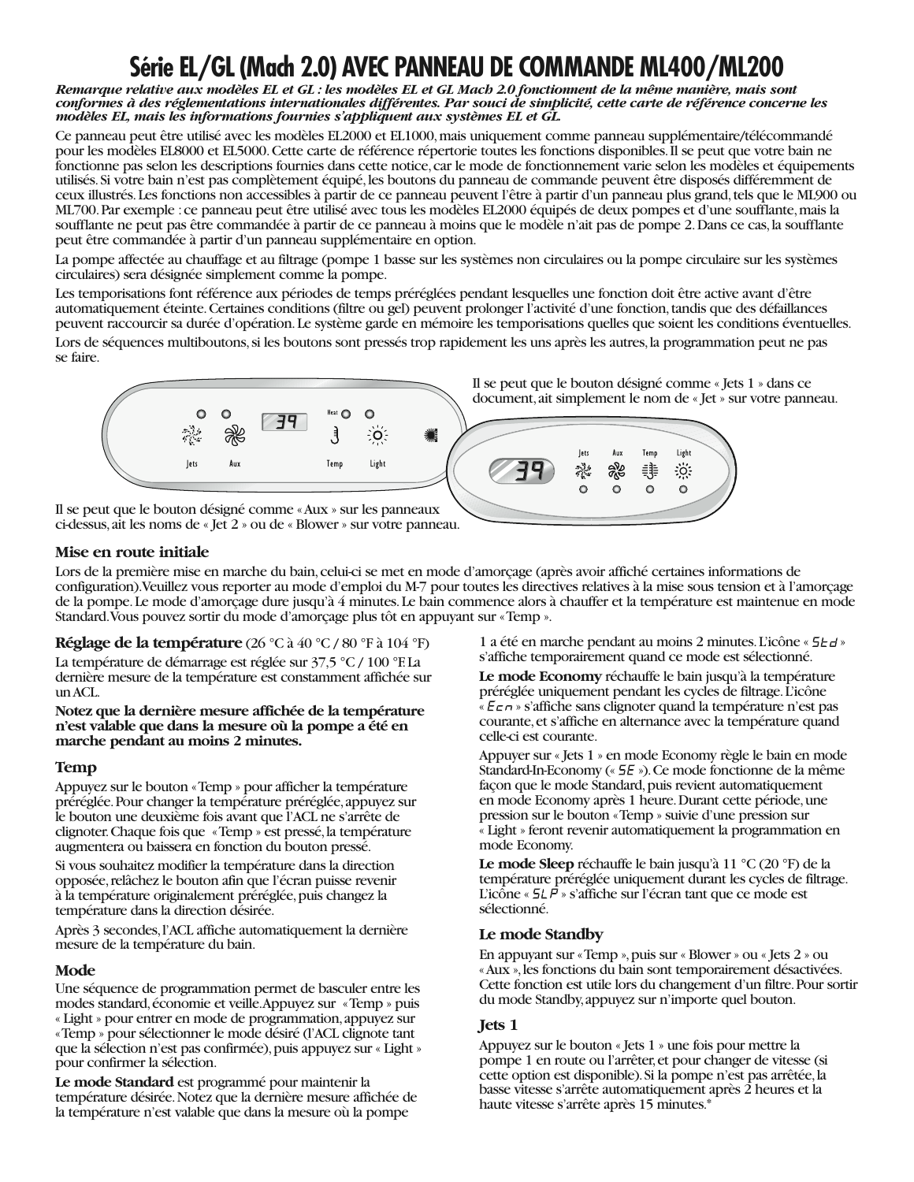# Série EL/GL (Mach 2.0) AVEC PANNEAU DE COMMANDE ML400/ML200

***Remarque relative aux modèles EL et GL : les modèles EL et GL Mach 2.0 fonctionnent de la même manière, mais sont conformes à des réglementations internationales différentes. Par souci de simplicité, cette carte de référence concerne les modèles EL, mais les informations fournies s'appliquent aux systèmes EL et GL.***

Ce panneau peut être utilisé avec les modèles EL2000 et EL1000, mais uniquement comme panneau supplémentaire/télécommandé pour les modèles EL8000 et EL5000. Cette carte de référence répertorie toutes les fonctions disponibles. Il se peut que votre bain ne fonctionne pas selon les descriptions fournies dans cette notice, car le mode de fonctionnement varie selon les modèles et équipements utilisés. Si votre bain n'est pas complètement équipé, les boutons du panneau de commande peuvent être disposés différemment de ceux illustrés. Les fonctions non accessibles à partir de ce panneau peuvent l'être à partir d'un panneau plus grand, tels que le ML900 ou ML700. Par exemple : ce panneau peut être utilisé avec tous les modèles EL2000 équipés de deux pompes et d'une soufflante, mais la soufflante ne peut pas être commandée à partir de ce panneau à moins que le modèle n'ait pas de pompe 2. Dans ce cas, la soufflante peut être commandée à partir d'un panneau supplémentaire en option.

La pompe affectée au chauffage et au filtrage (pompe 1 basse sur les systèmes non circulaires ou la pompe circulaire sur les systèmes circulaires) sera désignée simplement comme la pompe.

Les temporisations font référence aux périodes de temps préréglées pendant lesquelles une fonction doit être active avant d'être automatiquement éteinte. Certaines conditions (filtre ou gel) peuvent prolonger l'activité d'une fonction, tandis que des défaillances peuvent raccourcir sa durée d'opération. Le système garde en mémoire les temporisations quelles que soient les conditions éventuelles.

Lors de séquences multiboutons, si les boutons sont pressés trop rapidement les uns après les autres, la programmation peut ne pas se faire.

Il se peut que le bouton désigné comme « Jets 1 » dans ce document, ait simplement le nom de « Jet » sur votre panneau.

Il se peut que le bouton désigné comme « Aux » sur les panneaux ci-dessus, ait les noms de « Jet 2 » ou de « Blower » sur votre panneau.

### Mise en route initiale

Lors de la première mise en marche du bain, celui-ci se met en mode d'amorçage (après avoir affiché certaines informations de configuration). Veuillez vous reporter au mode d'emploi du M-7 pour toutes les directives relatives à la mise sous tension et à l'amorçage de la pompe. Le mode d'amorçage dure jusqu'à 4 minutes. Le bain commence alors à chauffer et la température est maintenue en mode Standard. Vous pouvez sortir du mode d'amorçage plus tôt en appuyant sur « Temp ».

### Réglage de la température (26 °C à 40 °C / 80 °F à 104 °F)

La température de démarrage est réglée sur 37,5 °C / 100 °F. La dernière mesure de la température est constamment affichée sur un ACL.

**Notez que la dernière mesure affichée de la température n'est valable que dans la mesure où la pompe a été en marche pendant au moins 2 minutes.**

### Temp

Appuyez sur le bouton « Temp » pour afficher la température préréglée. Pour changer la température préréglée, appuyez sur le bouton une deuxième fois avant que l'ACL ne s'arrête de clignoter. Chaque fois que « Temp » est pressé, la température augmentera ou baissera en fonction du bouton pressé.

Si vous souhaitez modifier la température dans la direction opposée, relâchez le bouton afin que l'écran puisse revenir à la température originalement préréglée, puis changez la température dans la direction désirée.

Après 3 secondes, l'ACL affiche automatiquement la dernière mesure de la température du bain.

### Mode

Une séquence de programmation permet de basculer entre les modes standard, économie et veille. Appuyez sur « Temp » puis « Light » pour entrer en mode de programmation, appuyez sur « Temp » pour sélectionner le mode désiré (l'ACL clignote tant que la sélection n'est pas confirmée), puis appuyez sur « Light » pour confirmer la sélection.

**Le mode Standard** est programmé pour maintenir la température désirée. Notez que la dernière mesure affichée de la température n'est valable que dans la mesure où la pompe 1 a été en marche pendant au moins 2 minutes. L'icône « Std » s'affiche temporairement quand ce mode est sélectionné.

**Le mode Economy** réchauffe le bain jusqu'à la température préréglée uniquement pendant les cycles de filtrage. L'icône « Ecn » s'affiche sans clignoter quand la température n'est pas courante, et s'affiche en alternance avec la température quand celle-ci est courante.

Appuyer sur « Jets 1 » en mode Economy règle le bain en mode Standard-In-Economy (« SE »). Ce mode fonctionne de la même façon que le mode Standard, puis revient automatiquement en mode Economy après 1 heure. Durant cette période, une pression sur le bouton « Temp » suivie d'une pression sur « Light » feront revenir automatiquement la programmation en mode Economy.

**Le mode Sleep** réchauffe le bain jusqu'à 11 °C (20 °F) de la température préréglée uniquement durant les cycles de filtrage. L'icône « SLP » s'affiche sur l'écran tant que ce mode est sélectionné.

### Le mode Standby

En appuyant sur « Temp », puis sur « Blower » ou « Jets 2 » ou « Aux », les fonctions du bain sont temporairement désactivées. Cette fonction est utile lors du changement d'un filtre. Pour sortir du mode Standby, appuyez sur n'importe quel bouton.

### Jets 1

Appuyez sur le bouton « Jets 1 » une fois pour mettre la pompe 1 en route ou l'arrêter, et pour changer de vitesse (si cette option est disponible). Si la pompe n'est pas arrêtée, la basse vitesse s'arrête automatiquement après 2 heures et la haute vitesse s'arrête après 15 minutes.*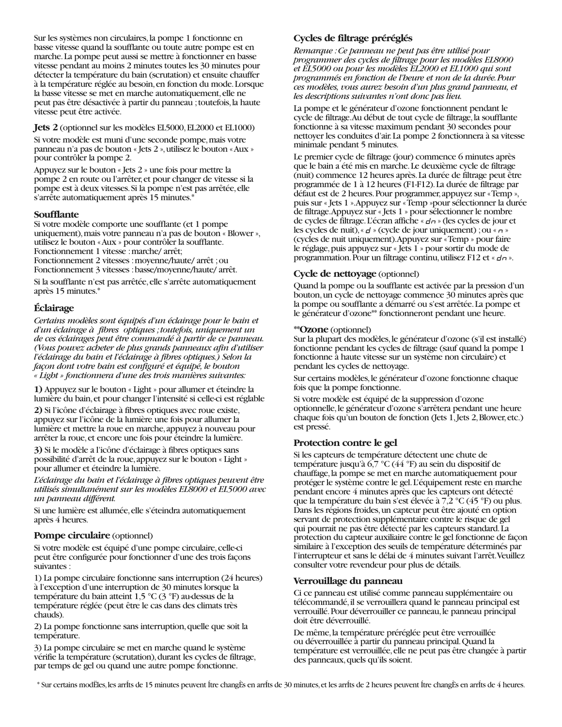Sur les systèmes non circulaires, la pompe 1 fonctionne en basse vitesse quand la soufflante ou toute autre pompe est en marche. La pompe peut aussi se mettre à fonctionner en basse vitesse pendant au moins 2 minutes toutes les 30 minutes pour détecter la température du bain (scrutation) et ensuite chauffer à la température réglée au besoin, en fonction du mode. Lorsque la basse vitesse se met en marche automatiquement, elle ne peut pas être désactivée à partir du panneau ; toutefois, la haute vitesse peut être activée.

**Jets 2** (optionnel sur les modèles EL5000, EL2000 et EL1000)

Si votre modèle est muni d'une seconde pompe, mais votre panneau n'a pas de bouton « Jets 2 », utilisez le bouton « Aux » pour contrôler la pompe 2.

Appuyez sur le bouton « Jets 2 » une fois pour mettre la pompe 2 en route ou l'arrêter, et pour changer de vitesse si la pompe est à deux vitesses. Si la pompe n'est pas arrêtée, elle s'arrête automatiquement après 15 minutes.*

### Soufflante

Si votre modèle comporte une soufflante (et 1 pompe uniquement), mais votre panneau n'a pas de bouton « Blower », utilisez le bouton « Aux » pour contrôler la soufflante.
Fonctionnement 1 vitesse : marche/ arrêt;
Fonctionnement 2 vitesses : moyenne/haute/ arrêt ; ou
Fonctionnement 3 vitesses : basse/moyenne/haute/ arrêt.

Si la soufflante n'est pas arrêtée, elle s'arrête automatiquement après 15 minutes.*

## Éclairage

*Certains modèles sont équipés d'un éclairage pour le bain et d'un éclairage à fibres optiques ; toutefois, uniquement un de ces éclairages peut être commandé à partir de ce panneau. (Vous pouvez acheter de plus grands panneaux afin d'utiliser l'éclairage du bain et l'éclairage à fibres optiques.) Selon la façon dont votre bain est configuré et équipé, le bouton « Light » fonctionnera d'une des trois manières suivantes:*

**1)** Appuyez sur le bouton « Light » pour allumer et éteindre la lumière du bain, et pour changer l'intensité si celle-ci est réglable

**2)** Si l'icône d'éclairage à fibres optiques avec roue existe, appuyez sur l'icône de la lumière une fois pour allumer la lumière et mettre la roue en marche, appuyez à nouveau pour arrêter la roue, et encore une fois pour éteindre la lumière.

**3)** Si le modèle a l'icône d'éclairage à fibres optiques sans possibilité d'arrêt de la roue, appuyez sur le bouton « Light » pour allumer et éteindre la lumière.

*L'éclairage du bain et l'éclairage à fibres optiques peuvent être utilisés simultanément sur les modèles EL8000 et EL5000 avec un panneau différent.*

Si une lumière est allumée, elle s'éteindra automatiquement après 4 heures.

## Pompe circulaire (optionnel)

Si votre modèle est équipé d'une pompe circulaire, celle-ci peut être configurée pour fonctionner d'une des trois façons suivantes :

1) La pompe circulaire fonctionne sans interruption (24 heures) à l'exception d'une interruption de 30 minutes lorsque la température du bain atteint 1,5 °C (3 °F) au-dessus de la température réglée (peut être le cas dans des climats très chauds).

2) La pompe fonctionne sans interruption, quelle que soit la température.

3) La pompe circulaire se met en marche quand le système vérifie la température (scrutation), durant les cycles de filtrage, par temps de gel ou quand une autre pompe fonctionne.

### Cycles de filtrage préréglés

*Remarque : Ce panneau ne peut pas être utilisé pour programmer des cycles de filtrage pour les modèles EL8000 et EL5000 ou pour les modèles EL2000 et EL1000 qui sont programmés en fonction de l'heure et non de la durée. Pour ces modèles, vous aurez besoin d'un plus grand panneau, et les descriptions suivantes n'ont donc pas lieu.*

La pompe et le générateur d'ozone fonctionnent pendant le cycle de filtrage. Au début de tout cycle de filtrage, la soufflante fonctionne à sa vitesse maximum pendant 30 secondes pour nettoyer les conduites d'air. La pompe 2 fonctionnera à sa vitesse minimale pendant 5 minutes.

Le premier cycle de filtrage (jour) commence 6 minutes après que le bain a été mis en marche. Le deuxième cycle de filtrage (nuit) commence 12 heures après. La durée de filtrage peut être programmée de 1 à 12 heures (F1-F12). La durée de filtrage par défaut est de 2 heures. Pour programmer, appuyez sur « Temp », puis sur « Jets 1 ». Appuyez sur « Temp » pour sélectionner la durée de filtrage. Appuyez sur « Jets 1 » pour sélectionner le nombre de cycles de filtrage. L'écran affiche « dn » (les cycles de jour et les cycles de nuit), « d » (cycle de jour uniquement) ; ou « n » (cycles de nuit uniquement). Appuyez sur « Temp » pour faire le réglage, puis appuyez sur « Jets 1 » pour sortir du mode de programmation. Pour un filtrage continu, utilisez F12 et « dn ».

### Cycle de nettoyage (optionnel)

Quand la pompe ou la soufflante est activée par la pression d'un bouton, un cycle de nettoyage commence 30 minutes après que la pompe ou soufflante a démarré ou s'est arrêtée. La pompe et le générateur d'ozone** fonctionneront pendant une heure.

****Ozone** (optionnel)

Sur la plupart des modèles, le générateur d'ozone (s'il est installé) fonctionne pendant les cycles de filtrage (sauf quand la pompe 1 fonctionne à haute vitesse sur un système non circulaire) et pendant les cycles de nettoyage.

Sur certains modèles, le générateur d'ozone fonctionne chaque fois que la pompe fonctionne.

Si votre modèle est équipé de la suppression d'ozone optionnelle, le générateur d'ozone s'arrêtera pendant une heure chaque fois qu'un bouton de fonction (Jets 1, Jets 2, Blower, etc.) est pressé.

### Protection contre le gel

Si les capteurs de température détectent une chute de température jusqu'à 6,7 °C (44 °F) au sein du dispositif de chauffage, la pompe se met en marche automatiquement pour protéger le système contre le gel. L'équipement reste en marche pendant encore 4 minutes après que les capteurs ont détecté que la température du bain s'est élevée à 7,2 °C (45 °F) ou plus. Dans les régions froides, un capteur peut être ajouté en option servant de protection supplémentaire contre le risque de gel qui pourrait ne pas être détecté par les capteurs standard. La protection du capteur auxiliaire contre le gel fonctionne de façon similaire à l'exception des seuils de température déterminés par l'interrupteur et sans le délai de 4 minutes suivant l'arrêt. Veuillez consulter votre revendeur pour plus de détails.

### Verrouillage du panneau

Ci ce panneau est utilisé comme panneau supplémentaire ou télécommandé, il se verrouillera quand le panneau principal est verrouillé. Pour déverrouiller ce panneau, le panneau principal doit être déverrouillé.

De même, la température préréglée peut être verrouillée ou déverrouillée à partir du panneau principal. Quand la température est verrouillée, elle ne peut pas être changée à partir des panneaux, quels qu'ils soient.

* Sur certains modËles, les arrÍts de 15 minutes peuvent Ítre changÈs en arrÍts de 30 minutes, et les arrÍts de 2 heures peuvent Ítre changÈs en arrÍts de 4 heures.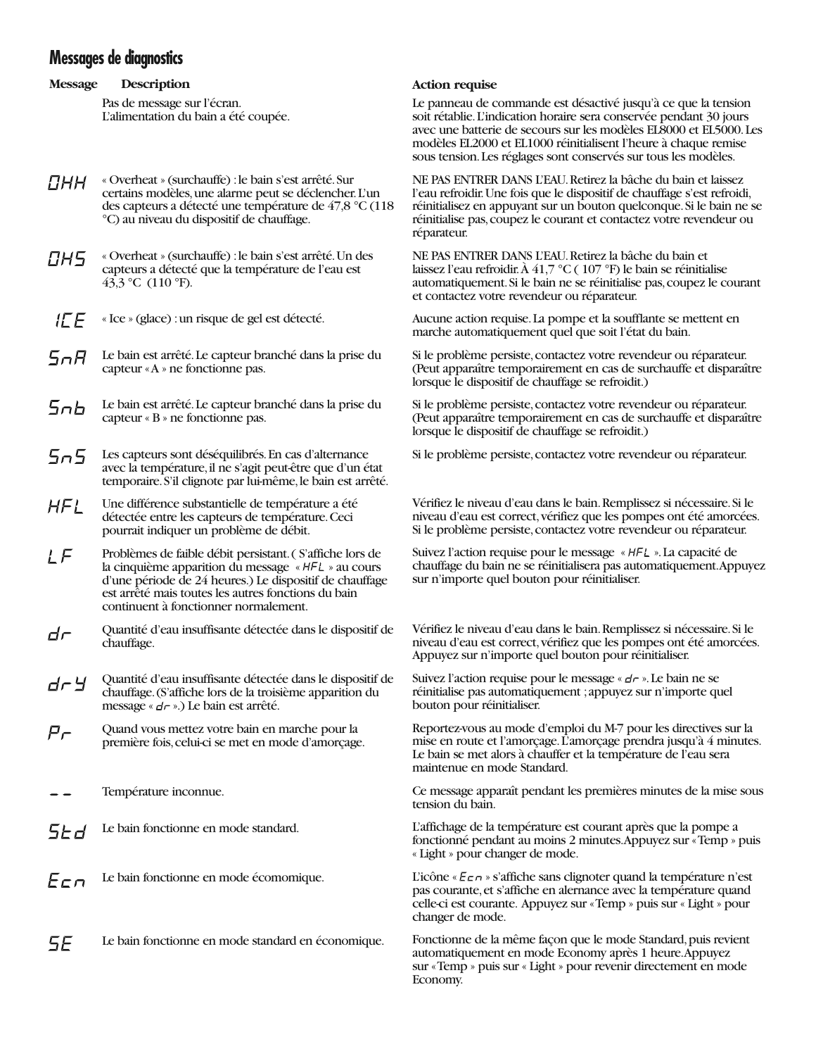## Messages de diagnostics

| Message | Description | Action requise |
| --- | --- | --- |
| | Pas de message sur l'écran. L'alimentation du bain a été coupée. | Le panneau de commande est désactivé jusqu'à ce que la tension soit rétablie. L'indication horaire sera conservée pendant 30 jours avec une batterie de secours sur les modèles EL8000 et EL5000. Les modèles EL2000 et EL1000 réinitialisent l'heure à chaque remise sous tension. Les réglages sont conservés sur tous les modèles. |
| OHH | « Overheat » (surchauffe) : le bain s'est arrêté. Sur certains modèles, une alarme peut se déclencher. L'un des capteurs a détecté une température de 47,8 °C (118 °C) au niveau du dispositif de chauffage. | NE PAS ENTRER DANS L'EAU. Retirez la bâche du bain et laissez l'eau refroidir. Une fois que le dispositif de chauffage s'est refroidi, réinitialisez en appuyant sur un bouton quelconque. Si le bain ne se réinitialise pas, coupez le courant et contactez votre revendeur ou réparateur. |
| OHS | « Overheat » (surchauffe) : le bain s'est arrêté. Un des capteurs a détecté que la température de l'eau est 43,3 °C (110 °F). | NE PAS ENTRER DANS L'EAU. Retirez la bâche du bain et laissez l'eau refroidir. À 41,7 °C ( 107 °F) le bain se réinitialise automatiquement. Si le bain ne se réinitialise pas, coupez le courant et contactez votre revendeur ou réparateur. |
| ICE | « Ice » (glace) : un risque de gel est détecté. | Aucune action requise. La pompe et la soufflante se mettent en marche automatiquement quel que soit l'état du bain. |
| SnA | Le bain est arrêté. Le capteur branché dans la prise du capteur « A » ne fonctionne pas. | Si le problème persiste, contactez votre revendeur ou réparateur. (Peut apparaître temporairement en cas de surchauffe et disparaître lorsque le dispositif de chauffage se refroidit.) |
| Snb | Le bain est arrêté. Le capteur branché dans la prise du capteur « B » ne fonctionne pas. | Si le problème persiste, contactez votre revendeur ou réparateur. (Peut apparaître temporairement en cas de surchauffe et disparaître lorsque le dispositif de chauffage se refroidit.) |
| SnS | Les capteurs sont déséquilibrés. En cas d'alternance avec la température, il ne s'agit peut-être que d'un état temporaire. S'il clignote par lui-même, le bain est arrêté. | Si le problème persiste, contactez votre revendeur ou réparateur. |
| HFL | Une différence substantielle de température a été détectée entre les capteurs de température. Ceci pourrait indiquer un problème de débit. | Vérifiez le niveau d'eau dans le bain. Remplissez si nécessaire. Si le niveau d'eau est correct, vérifiez que les pompes ont été amorcées. Si le problème persiste, contactez votre revendeur ou réparateur. |
| LF | Problèmes de faible débit persistant. ( S'affiche lors de la cinquième apparition du message « HFL » au cours d'une période de 24 heures.) Le dispositif de chauffage est arrêté mais toutes les autres fonctions du bain continuent à fonctionner normalement. | Suivez l'action requise pour le message « HFL ». La capacité de chauffage du bain ne se réinitialisera pas automatiquement. Appuyez sur n'importe quel bouton pour réinitialiser. |
| dr | Quantité d'eau insuffisante détectée dans le dispositif de chauffage. | Vérifiez le niveau d'eau dans le bain. Remplissez si nécessaire. Si le niveau d'eau est correct, vérifiez que les pompes ont été amorcées. Appuyez sur n'importe quel bouton pour réinitialiser. |
| drY | Quantité d'eau insuffisante détectée dans le dispositif de chauffage. (S'affiche lors de la troisième apparition du message « dr ».) Le bain est arrêté. | Suivez l'action requise pour le message « dr ». Le bain ne se réinitialise pas automatiquement ; appuyez sur n'importe quel bouton pour réinitialiser. |
| Pr | Quand vous mettez votre bain en marche pour la première fois, celui-ci se met en mode d'amorçage. | Reportez-vous au mode d'emploi du M-7 pour les directives sur la mise en route et l'amorçage. L'amorçage prendra jusqu'à 4 minutes. Le bain se met alors à chauffer et la température de l'eau sera maintenue en mode Standard. |
| -- | Température inconnue. | Ce message apparaît pendant les premières minutes de la mise sous tension du bain. |
| Std | Le bain fonctionne en mode standard. | L'affichage de la température est courant après que la pompe a fonctionné pendant au moins 2 minutes. Appuyez sur « Temp » puis « Light » pour changer de mode. |
| Ecn | Le bain fonctionne en mode écomomique. | L'icône « Ecn » s'affiche sans clignoter quand la température n'est pas courante, et s'affiche en alernance avec la température quand celle-ci est courante. Appuyez sur « Temp » puis sur « Light » pour changer de mode. |
| SE | Le bain fonctionne en mode standard en économique. | Fonctionne de la même façon que le mode Standard, puis revient automatiquement en mode Economy après 1 heure. Appuyez sur « Temp » puis sur « Light » pour revenir directement en mode Economy. |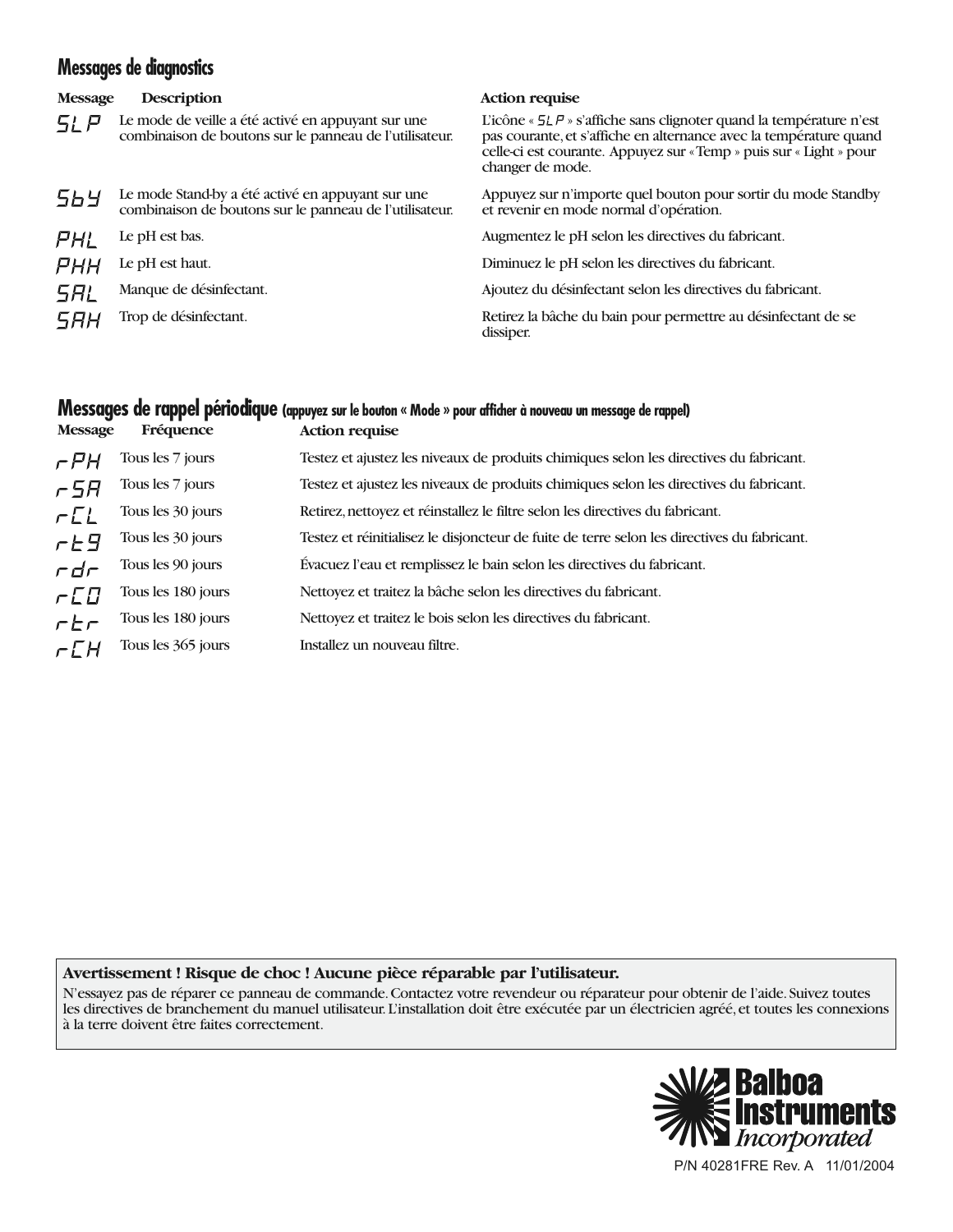## Messages de diagnostics

| Message | Description | Action requise |
| --- | --- | --- |
| SLP | Le mode de veille a été activé en appuyant sur une combinaison de boutons sur le panneau de l'utilisateur. | L'icône « SLP » s'affiche sans clignoter quand la température n'est pas courante, et s'affiche en alternance avec la température quand celle-ci est courante. Appuyez sur « Temp » puis sur « Light » pour changer de mode. |
| SbY | Le mode Stand-by a été activé en appuyant sur une combinaison de boutons sur le panneau de l'utilisateur. | Appuyez sur n'importe quel bouton pour sortir du mode Standby et revenir en mode normal d'opération. |
| PHL | Le pH est bas. | Augmentez le pH selon les directives du fabricant. |
| PHH | Le pH est haut. | Diminuez le pH selon les directives du fabricant. |
| SAL | Manque de désinfectant. | Ajoutez du désinfectant selon les directives du fabricant. |
| SAH | Trop de désinfectant. | Retirez la bâche du bain pour permettre au désinfectant de se dissiper. |

## Messages de rappel périodique (appuyez sur le bouton « Mode » pour afficher à nouveau un message de rappel)

| Message | Fréquence | Action requise |
| --- | --- | --- |
| rPH | Tous les 7 jours | Testez et ajustez les niveaux de produits chimiques selon les directives du fabricant. |
| rSA | Tous les 7 jours | Testez et ajustez les niveaux de produits chimiques selon les directives du fabricant. |
| rCL | Tous les 30 jours | Retirez, nettoyez et réinstallez le filtre selon les directives du fabricant. |
| rtG | Tous les 30 jours | Testez et réinitialisez le disjoncteur de fuite de terre selon les directives du fabricant. |
| rdr | Tous les 90 jours | Évacuez l'eau et remplissez le bain selon les directives du fabricant. |
| rCO | Tous les 180 jours | Nettoyez et traitez la bâche selon les directives du fabricant. |
| rtr | Tous les 180 jours | Nettoyez et traitez le bois selon les directives du fabricant. |
| rCH | Tous les 365 jours | Installez un nouveau filtre. |

**Avertissement ! Risque de choc ! Aucune pièce réparable par l'utilisateur.**

N'essayez pas de réparer ce panneau de commande. Contactez votre revendeur ou réparateur pour obtenir de l'aide. Suivez toutes les directives de branchement du manuel utilisateur. L'installation doit être exécutée par un électricien agréé, et toutes les connexions à la terre doivent être faites correctement.

Balboa Instruments *Incorporated*

P/N 40281FRE Rev. A 11/01/2004